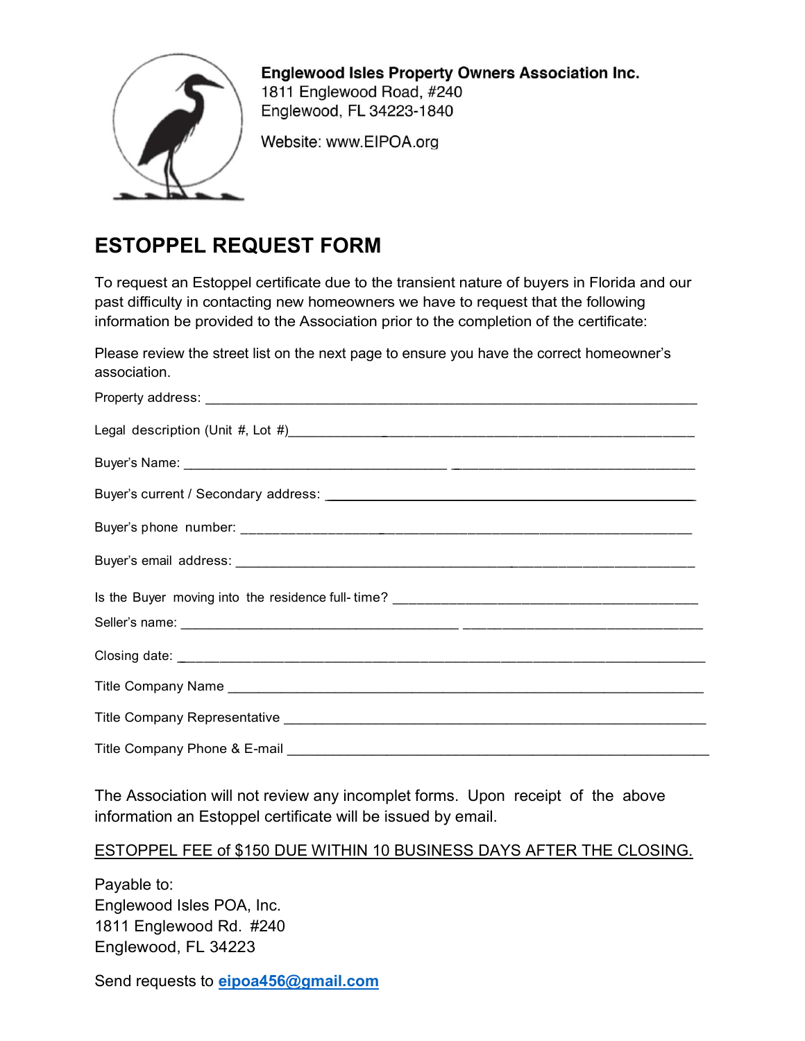**Englewood Isles Property Owners Association Inc.**
1811 Englewood Road, #240
Englewood, FL 34223-1840

Website: www.EIPOA.org

# ESTOPPEL REQUEST FORM

To request an Estoppel certificate due to the transient nature of buyers in Florida and our past difficulty in contacting new homeowners we have to request that the following information be provided to the Association prior to the completion of the certificate:

Please review the street list on the next page to ensure you have the correct homeowner's association.

Property address: ______________________________________________

Legal description (Unit #, Lot #)______________________________________________

Buyer's Name: ________________________ ________________________

Buyer's current / Secondary address: ______________________________________________

Buyer's phone number: ______________________________________________

Buyer's email address: ______________________________________________

Is the Buyer moving into the residence full- time? ______________________________________________

Seller's name: ________________________ ________________________

Closing date: ______________________________________________

Title Company Name ______________________________________________

Title Company Representative ______________________________________________

Title Company Phone & E-mail ______________________________________________

The Association will not review any incomplet forms. Upon receipt of the above information an Estoppel certificate will be issued by email.

<u>ESTOPPEL FEE of $150 DUE WITHIN 10 BUSINESS DAYS AFTER THE CLOSING.</u>

Payable to:
Englewood Isles POA, Inc.
1811 Englewood Rd. #240
Englewood, FL 34223

Send requests to **eipoa456@gmail.com**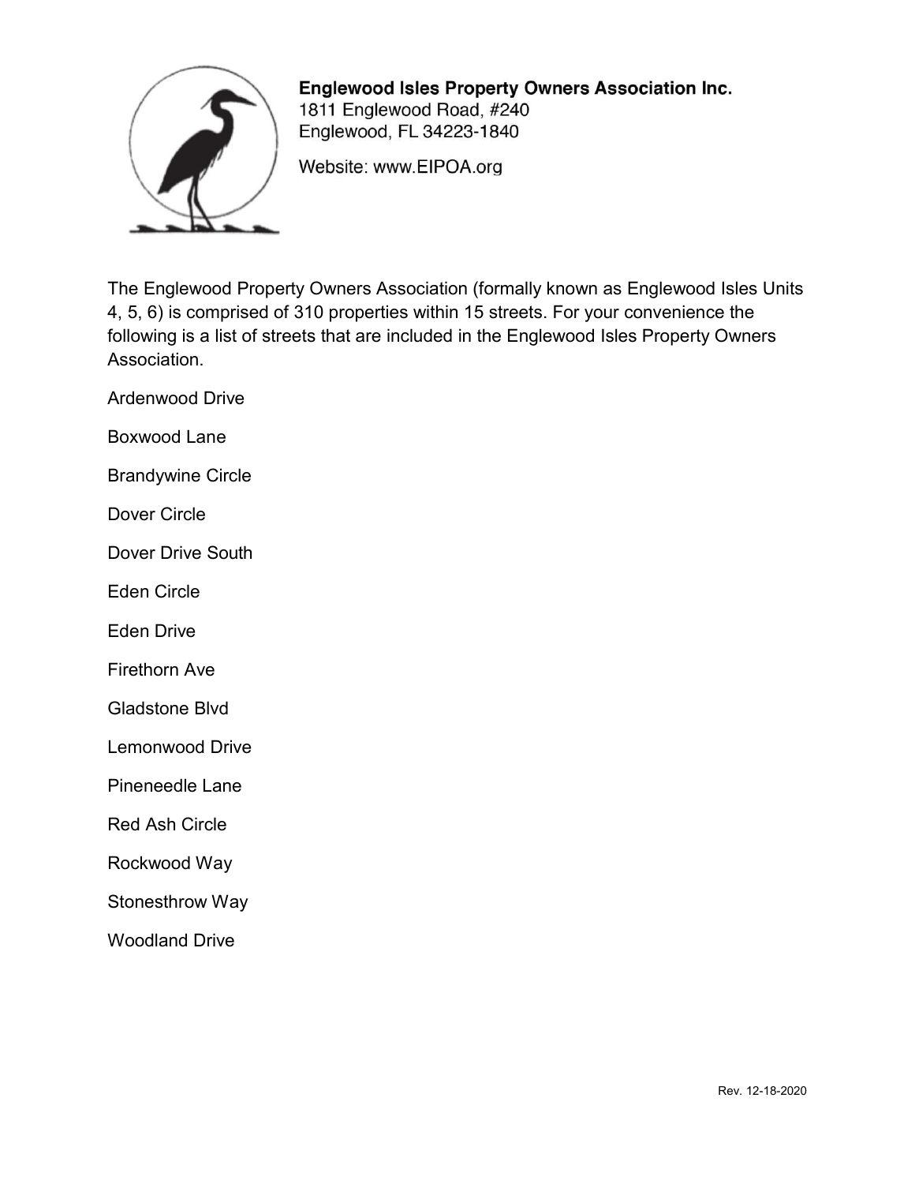**Englewood Isles Property Owners Association Inc.**
1811 Englewood Road, #240
Englewood, FL 34223-1840

Website: www.EIPOA.org

The Englewood Property Owners Association (formally known as Englewood Isles Units 4, 5, 6) is comprised of 310 properties within 15 streets. For your convenience the following is a list of streets that are included in the Englewood Isles Property Owners Association.

Ardenwood Drive

Boxwood Lane

Brandywine Circle

Dover Circle

Dover Drive South

Eden Circle

Eden Drive

Firethorn Ave

Gladstone Blvd

Lemonwood Drive

Pineneedle Lane

Red Ash Circle

Rockwood Way

Stonesthrow Way

Woodland Drive

Rev. 12-18-2020